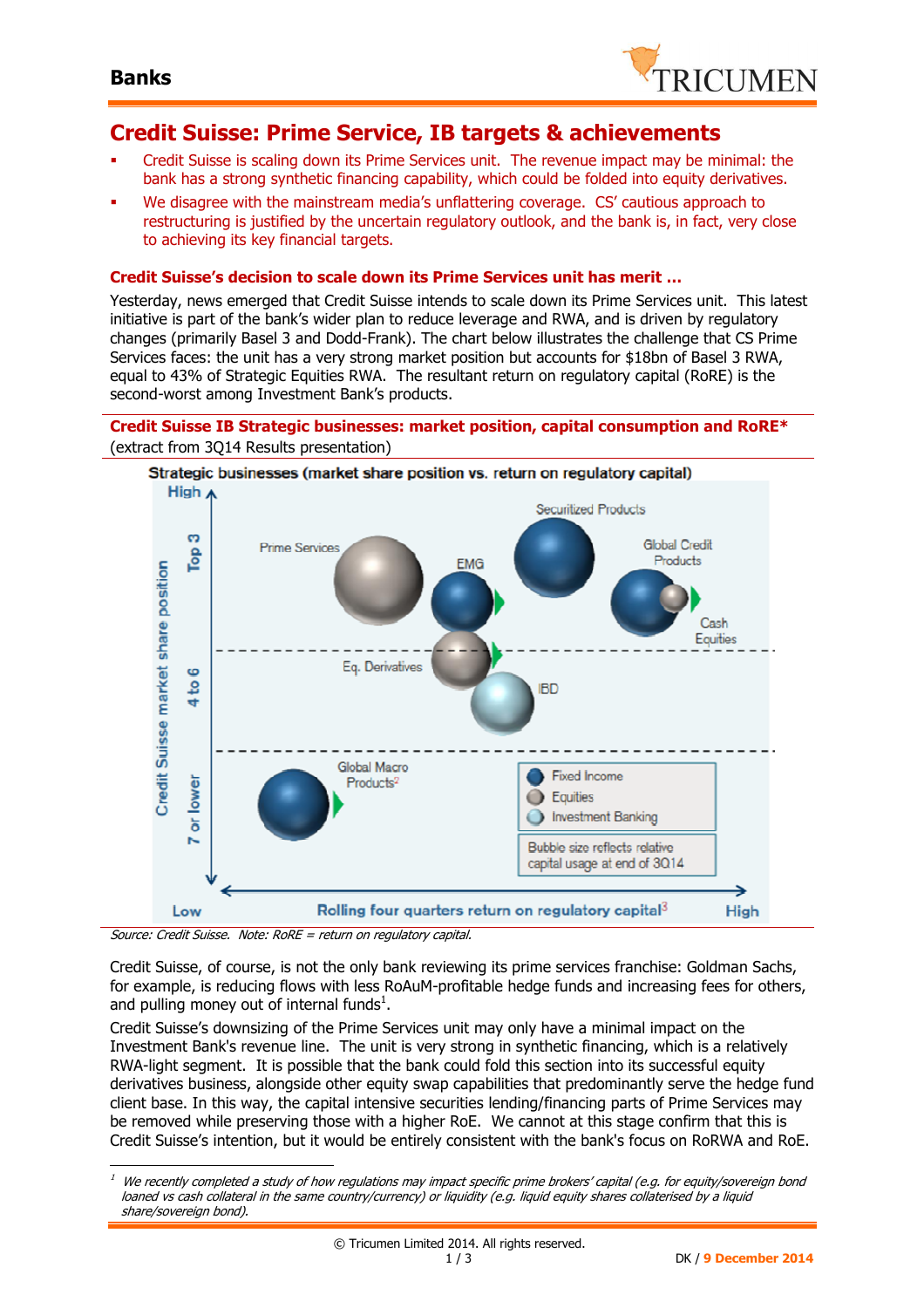# Credit Suisse: Prime Service, IB targets & achievements

- Credit Suisse is scaling down its Prime Services unit. The revenue impact may be minimal: the bank has a strong synthetic financing capability, which could be folded into equity derivatives.
- We disagree with the mainstream media's unflattering coverage. CS' cautious approach to restructuring is justified by the uncertain regulatory outlook, and the bank is, in fact, very close to achieving its key financial targets.

### Credit Suisse's decision to scale down its Prime Services unit has merit …

Yesterday, news emerged that Credit Suisse intends to scale down its Prime Services unit. This latest initiative is part of the bank's wider plan to reduce leverage and RWA, and is driven by regulatory changes (primarily Basel 3 and Dodd-Frank). The chart below illustrates the challenge that CS Prime Services faces: the unit has a very strong market position but accounts for $18bn of Basel 3 RWA, equal to 43% of Strategic Equities RWA. The resultant return on regulatory capital (RoRE) is the second-worst among Investment Bank's products.

**Credit Suisse IB Strategic businesses: market position, capital consumption and RoRE***
(extract from 3Q14 Results presentation)

Strategic businesses (market share position vs. return on regulatory capital)

*Source: Credit Suisse. Note: RoRE = return on regulatory capital.*

Credit Suisse, of course, is not the only bank reviewing its prime services franchise: Goldman Sachs, for example, is reducing flows with less RoAuM-profitable hedge funds and increasing fees for others, and pulling money out of internal funds[1].

Credit Suisse's downsizing of the Prime Services unit may only have a minimal impact on the Investment Bank's revenue line. The unit is very strong in synthetic financing, which is a relatively RWA-light segment. It is possible that the bank could fold this section into its successful equity derivatives business, alongside other equity swap capabilities that predominantly serve the hedge fund client base. In this way, the capital intensive securities lending/financing parts of Prime Services may be removed while preserving those with a higher RoE. We cannot at this stage confirm that this is Credit Suisse's intention, but it would be entirely consistent with the bank's focus on RoRWA and RoE.

[1] *We recently completed a study of how regulations may impact specific prime brokers' capital (e.g. for equity/sovereign bond loaned vs cash collateral in the same country/currency) or liquidity (e.g. liquid equity shares collaterised by a liquid share/sovereign bond).*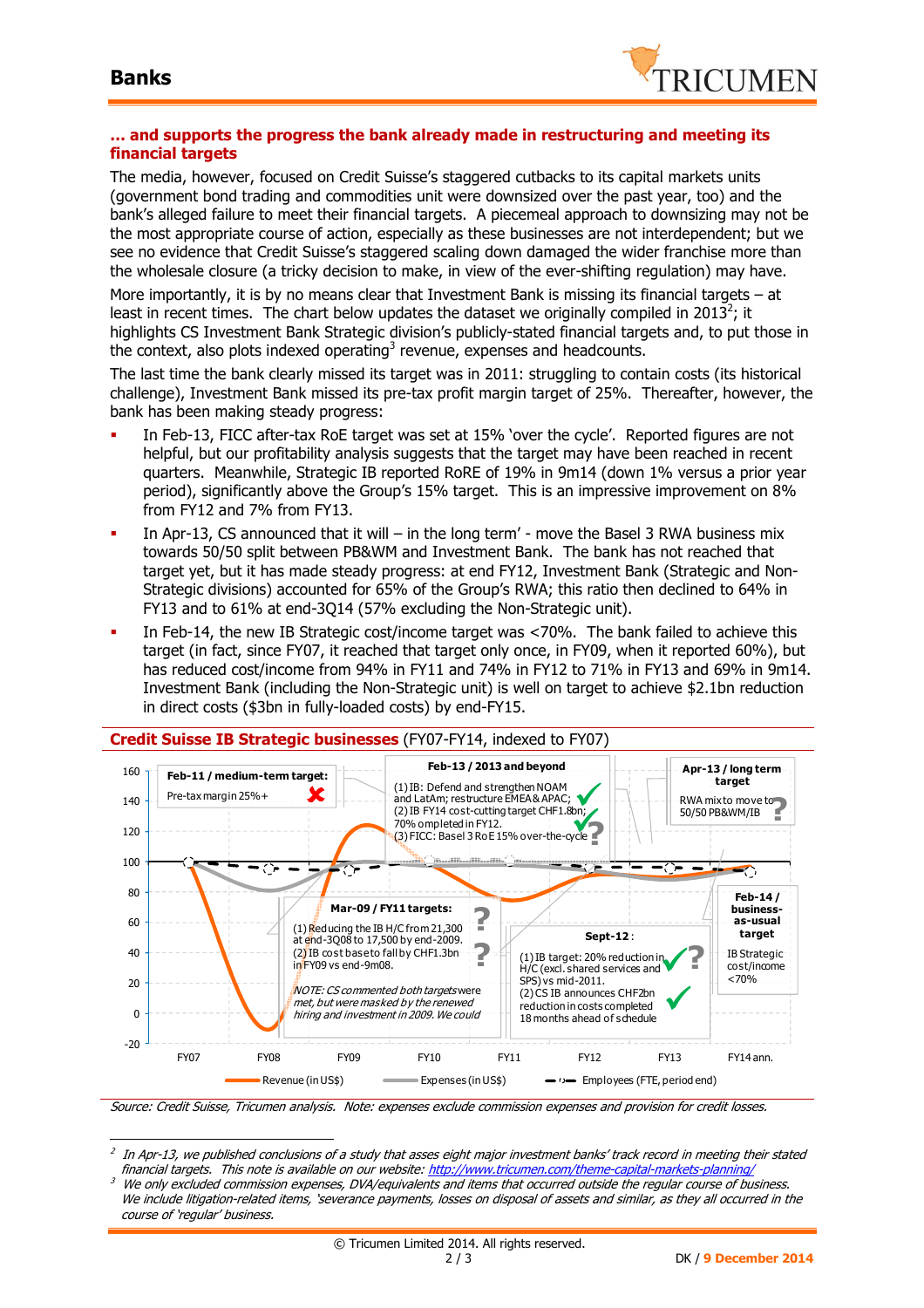## … and supports the progress the bank already made in restructuring and meeting its financial targets

The media, however, focused on Credit Suisse's staggered cutbacks to its capital markets units (government bond trading and commodities unit were downsized over the past year, too) and the bank's alleged failure to meet their financial targets. A piecemeal approach to downsizing may not be the most appropriate course of action, especially as these businesses are not interdependent; but we see no evidence that Credit Suisse's staggered scaling down damaged the wider franchise more than the wholesale closure (a tricky decision to make, in view of the ever-shifting regulation) may have.

More importantly, it is by no means clear that Investment Bank is missing its financial targets – at least in recent times. The chart below updates the dataset we originally compiled in 2013[2]; it highlights CS Investment Bank Strategic division's publicly-stated financial targets and, to put those in the context, also plots indexed operating[3] revenue, expenses and headcounts.

The last time the bank clearly missed its target was in 2011: struggling to contain costs (its historical challenge), Investment Bank missed its pre-tax profit margin target of 25%. Thereafter, however, the bank has been making steady progress:

- In Feb-13, FICC after-tax RoE target was set at 15% 'over the cycle'. Reported figures are not helpful, but our profitability analysis suggests that the target may have been reached in recent quarters. Meanwhile, Strategic IB reported RoRE of 19% in 9m14 (down 1% versus a prior year period), significantly above the Group's 15% target. This is an impressive improvement on 8% from FY12 and 7% from FY13.
- In Apr-13, CS announced that it will – in the long term' - move the Basel 3 RWA business mix towards 50/50 split between PB&WM and Investment Bank. The bank has not reached that target yet, but it has made steady progress: at end FY12, Investment Bank (Strategic and Non-Strategic divisions) accounted for 65% of the Group's RWA; this ratio then declined to 64% in FY13 and to 61% at end-3Q14 (57% excluding the Non-Strategic unit).
- In Feb-14, the new IB Strategic cost/income target was <70%. The bank failed to achieve this target (in fact, since FY07, it reached that target only once, in FY09, when it reported 60%), but has reduced cost/income from 94% in FY11 and 74% in FY12 to 71% in FY13 and 69% in 9m14. Investment Bank (including the Non-Strategic unit) is well on target to achieve $2.1bn reduction in direct costs ($3bn in fully-loaded costs) by end-FY15.

**Credit Suisse IB Strategic businesses** (FY07-FY14, indexed to FY07)

Chart annotations:

- **Feb-11 / medium-term target:** Pre-tax margin 25%+ ✗
- **Feb-13 / 2013 and beyond:** (1) IB: Defend and strengthen NOAM and LatAm; restructure EMEA & APAC; ✓ (2) IB FY14 cost-cutting target CHF1.8bn; 70% ompleted in FY12. ✓ (3) FICC: Basel 3 RoE 15% over-the-cycle ?
- **Apr-13 / long term target:** RWA mix to move to 50/50 PB&WM/IB ?
- **Mar-09 / FY11 targets:** (1) Reducing the IB H/C from 21,300 at end-3Q08 to 17,500 by end-2009. ? (2) IB cost base to fall by CHF1.3bn in FY09 vs end-9m08. ? *NOTE: CS commented both targets were met, but were masked by the renewed hiring and investment in 2009. We could*
- **Sept-12:** (1) IB target: 20% reduction in H/C (excl. shared services and SPS) vs mid-2011. ✓? (2) CS IB announces CHF2bn reduction in costs completed 18 months ahead of schedule ✓
- **Feb-14 / business-as-usual target:** IB Strategic cost/income <70%

Axis: FY07, FY08, FY09, FY10, FY11, FY12, FY13, FY14 ann.; y-axis -20 to 160. Legend: Revenue (in US$); Expenses (in US$); Employees (FTE, period end)

*Source: Credit Suisse, Tricumen analysis. Note: expenses exclude commission expenses and provision for credit losses.*

---

[2] *In Apr-13, we published conclusions of a study that asses eight major investment banks' track record in meeting their stated financial targets. This note is available on our website: http://www.tricumen.com/theme-capital-markets-planning/*

[3] *We only excluded commission expenses, DVA/equivalents and items that occurred outside the regular course of business. We include litigation-related items, 'severance payments, losses on disposal of assets and similar, as they all occurred in the course of 'regular' business.*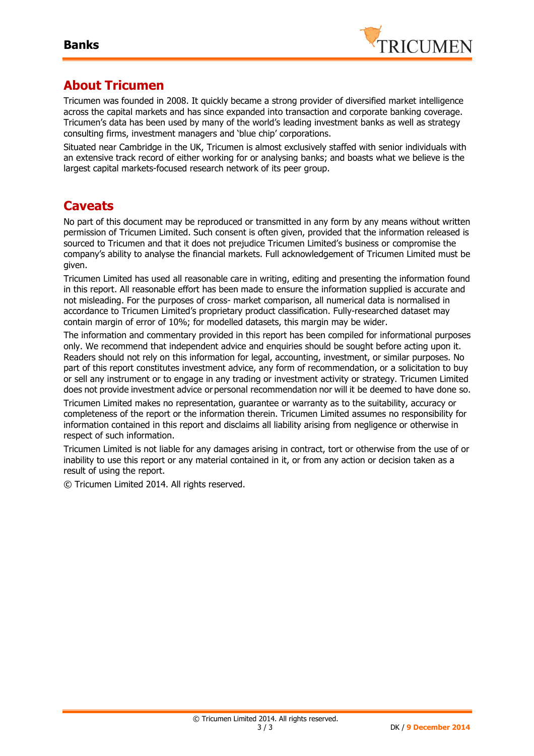## About Tricumen

Tricumen was founded in 2008. It quickly became a strong provider of diversified market intelligence across the capital markets and has since expanded into transaction and corporate banking coverage. Tricumen's data has been used by many of the world's leading investment banks as well as strategy consulting firms, investment managers and 'blue chip' corporations.

Situated near Cambridge in the UK, Tricumen is almost exclusively staffed with senior individuals with an extensive track record of either working for or analysing banks; and boasts what we believe is the largest capital markets-focused research network of its peer group.

## Caveats

No part of this document may be reproduced or transmitted in any form by any means without written permission of Tricumen Limited. Such consent is often given, provided that the information released is sourced to Tricumen and that it does not prejudice Tricumen Limited's business or compromise the company's ability to analyse the financial markets. Full acknowledgement of Tricumen Limited must be given.

Tricumen Limited has used all reasonable care in writing, editing and presenting the information found in this report. All reasonable effort has been made to ensure the information supplied is accurate and not misleading. For the purposes of cross- market comparison, all numerical data is normalised in accordance to Tricumen Limited's proprietary product classification. Fully-researched dataset may contain margin of error of 10%; for modelled datasets, this margin may be wider.

The information and commentary provided in this report has been compiled for informational purposes only. We recommend that independent advice and enquiries should be sought before acting upon it. Readers should not rely on this information for legal, accounting, investment, or similar purposes. No part of this report constitutes investment advice, any form of recommendation, or a solicitation to buy or sell any instrument or to engage in any trading or investment activity or strategy. Tricumen Limited does not provide investment advice or personal recommendation nor will it be deemed to have done so.

Tricumen Limited makes no representation, guarantee or warranty as to the suitability, accuracy or completeness of the report or the information therein. Tricumen Limited assumes no responsibility for information contained in this report and disclaims all liability arising from negligence or otherwise in respect of such information.

Tricumen Limited is not liable for any damages arising in contract, tort or otherwise from the use of or inability to use this report or any material contained in it, or from any action or decision taken as a result of using the report.

© Tricumen Limited 2014. All rights reserved.